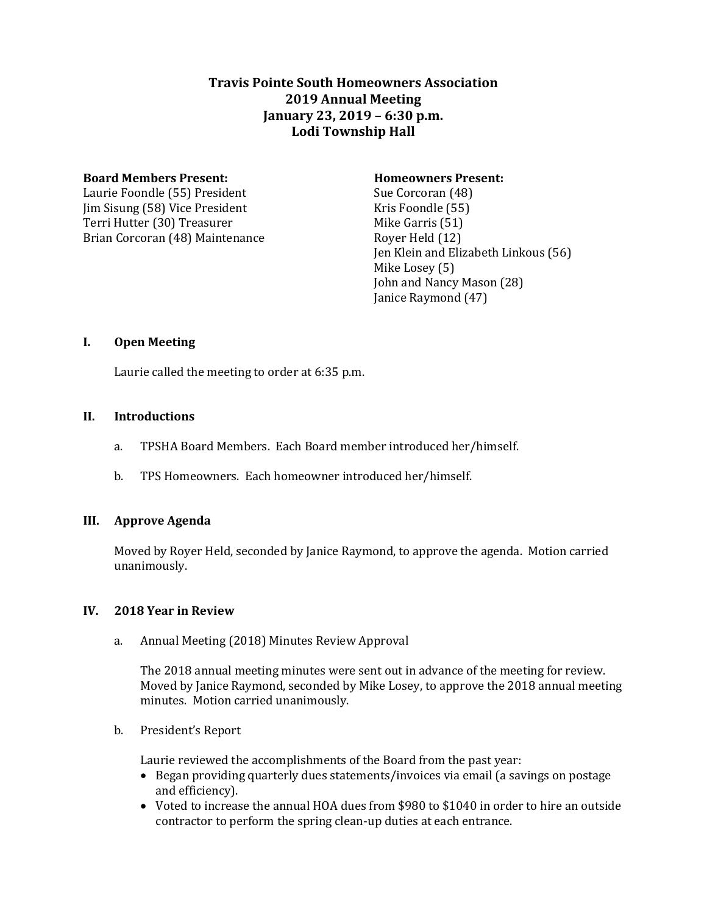# Travis Pointe South Homeowners Association
## 2019 Annual Meeting
## January 23, 2019 – 6:30 p.m.
## Lodi Township Hall

**Board Members Present:**
Laurie Foondle (55) President
Jim Sisung (58) Vice President
Terri Hutter (30) Treasurer
Brian Corcoran (48) Maintenance

**Homeowners Present:**
Sue Corcoran (48)
Kris Foondle (55)
Mike Garris (51)
Royer Held (12)
Jen Klein and Elizabeth Linkous (56)
Mike Losey (5)
John and Nancy Mason (28)
Janice Raymond (47)

### I. Open Meeting

Laurie called the meeting to order at 6:35 p.m.

### II. Introductions

a. TPSHA Board Members. Each Board member introduced her/himself.

b. TPS Homeowners. Each homeowner introduced her/himself.

### III. Approve Agenda

Moved by Royer Held, seconded by Janice Raymond, to approve the agenda. Motion carried unanimously.

### IV. 2018 Year in Review

a. Annual Meeting (2018) Minutes Review Approval

The 2018 annual meeting minutes were sent out in advance of the meeting for review. Moved by Janice Raymond, seconded by Mike Losey, to approve the 2018 annual meeting minutes. Motion carried unanimously.

b. President's Report

Laurie reviewed the accomplishments of the Board from the past year:

- Began providing quarterly dues statements/invoices via email (a savings on postage and efficiency).
- Voted to increase the annual HOA dues from $980 to $1040 in order to hire an outside contractor to perform the spring clean-up duties at each entrance.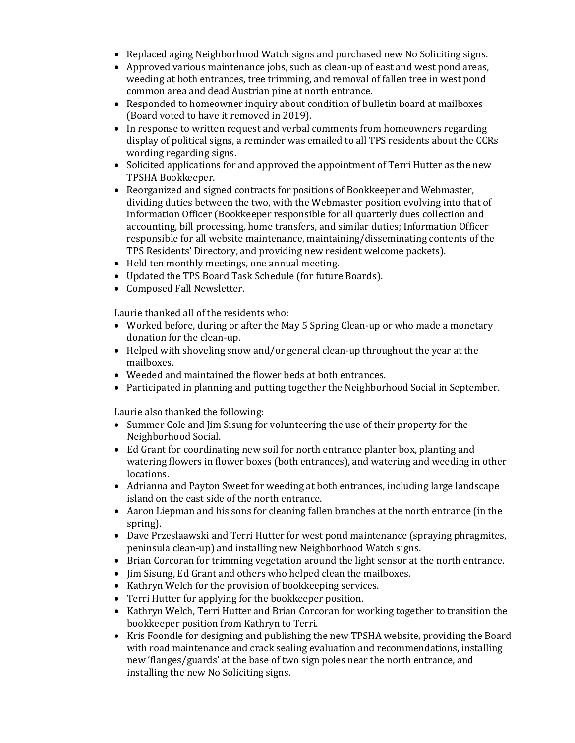- Replaced aging Neighborhood Watch signs and purchased new No Soliciting signs.
- Approved various maintenance jobs, such as clean-up of east and west pond areas, weeding at both entrances, tree trimming, and removal of fallen tree in west pond common area and dead Austrian pine at north entrance.
- Responded to homeowner inquiry about condition of bulletin board at mailboxes (Board voted to have it removed in 2019).
- In response to written request and verbal comments from homeowners regarding display of political signs, a reminder was emailed to all TPS residents about the CCRs wording regarding signs.
- Solicited applications for and approved the appointment of Terri Hutter as the new TPSHA Bookkeeper.
- Reorganized and signed contracts for positions of Bookkeeper and Webmaster, dividing duties between the two, with the Webmaster position evolving into that of Information Officer (Bookkeeper responsible for all quarterly dues collection and accounting, bill processing, home transfers, and similar duties; Information Officer responsible for all website maintenance, maintaining/disseminating contents of the TPS Residents' Directory, and providing new resident welcome packets).
- Held ten monthly meetings, one annual meeting.
- Updated the TPS Board Task Schedule (for future Boards).
- Composed Fall Newsletter.

Laurie thanked all of the residents who:

- Worked before, during or after the May 5 Spring Clean-up or who made a monetary donation for the clean-up.
- Helped with shoveling snow and/or general clean-up throughout the year at the mailboxes.
- Weeded and maintained the flower beds at both entrances.
- Participated in planning and putting together the Neighborhood Social in September.

Laurie also thanked the following:

- Summer Cole and Jim Sisung for volunteering the use of their property for the Neighborhood Social.
- Ed Grant for coordinating new soil for north entrance planter box, planting and watering flowers in flower boxes (both entrances), and watering and weeding in other locations.
- Adrianna and Payton Sweet for weeding at both entrances, including large landscape island on the east side of the north entrance.
- Aaron Liepman and his sons for cleaning fallen branches at the north entrance (in the spring).
- Dave Przeslaawski and Terri Hutter for west pond maintenance (spraying phragmites, peninsula clean-up) and installing new Neighborhood Watch signs.
- Brian Corcoran for trimming vegetation around the light sensor at the north entrance.
- Jim Sisung, Ed Grant and others who helped clean the mailboxes.
- Kathryn Welch for the provision of bookkeeping services.
- Terri Hutter for applying for the bookkeeper position.
- Kathryn Welch, Terri Hutter and Brian Corcoran for working together to transition the bookkeeper position from Kathryn to Terri.
- Kris Foondle for designing and publishing the new TPSHA website, providing the Board with road maintenance and crack sealing evaluation and recommendations, installing new 'flanges/guards' at the base of two sign poles near the north entrance, and installing the new No Soliciting signs.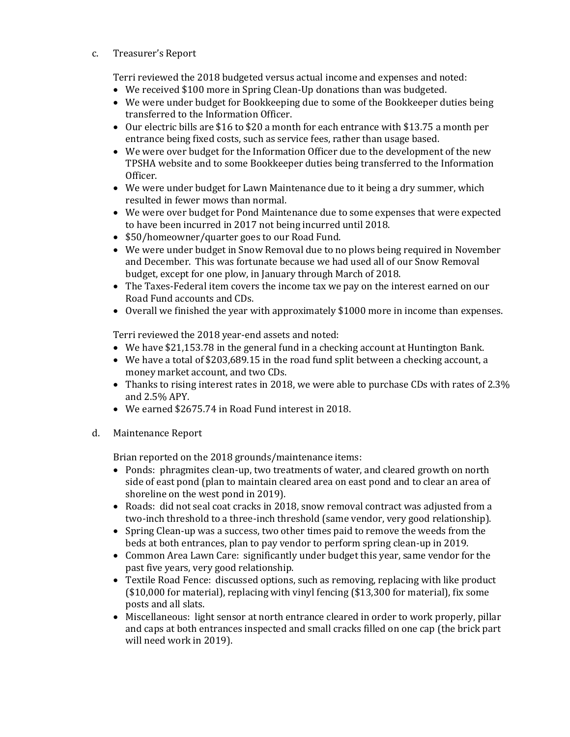c. Treasurer's Report

Terri reviewed the 2018 budgeted versus actual income and expenses and noted:

- We received $100 more in Spring Clean-Up donations than was budgeted.
- We were under budget for Bookkeeping due to some of the Bookkeeper duties being transferred to the Information Officer.
- Our electric bills are $16 to $20 a month for each entrance with $13.75 a month per entrance being fixed costs, such as service fees, rather than usage based.
- We were over budget for the Information Officer due to the development of the new TPSHA website and to some Bookkeeper duties being transferred to the Information Officer.
- We were under budget for Lawn Maintenance due to it being a dry summer, which resulted in fewer mows than normal.
- We were over budget for Pond Maintenance due to some expenses that were expected to have been incurred in 2017 not being incurred until 2018.
- $50/homeowner/quarter goes to our Road Fund.
- We were under budget in Snow Removal due to no plows being required in November and December. This was fortunate because we had used all of our Snow Removal budget, except for one plow, in January through March of 2018.
- The Taxes-Federal item covers the income tax we pay on the interest earned on our Road Fund accounts and CDs.
- Overall we finished the year with approximately $1000 more in income than expenses.

Terri reviewed the 2018 year-end assets and noted:

- We have $21,153.78 in the general fund in a checking account at Huntington Bank.
- We have a total of $203,689.15 in the road fund split between a checking account, a money market account, and two CDs.
- Thanks to rising interest rates in 2018, we were able to purchase CDs with rates of 2.3% and 2.5% APY.
- We earned $2675.74 in Road Fund interest in 2018.

d. Maintenance Report

Brian reported on the 2018 grounds/maintenance items:

- Ponds: phragmites clean-up, two treatments of water, and cleared growth on north side of east pond (plan to maintain cleared area on east pond and to clear an area of shoreline on the west pond in 2019).
- Roads: did not seal coat cracks in 2018, snow removal contract was adjusted from a two-inch threshold to a three-inch threshold (same vendor, very good relationship).
- Spring Clean-up was a success, two other times paid to remove the weeds from the beds at both entrances, plan to pay vendor to perform spring clean-up in 2019.
- Common Area Lawn Care: significantly under budget this year, same vendor for the past five years, very good relationship.
- Textile Road Fence: discussed options, such as removing, replacing with like product ($10,000 for material), replacing with vinyl fencing ($13,300 for material), fix some posts and all slats.
- Miscellaneous: light sensor at north entrance cleared in order to work properly, pillar and caps at both entrances inspected and small cracks filled on one cap (the brick part will need work in 2019).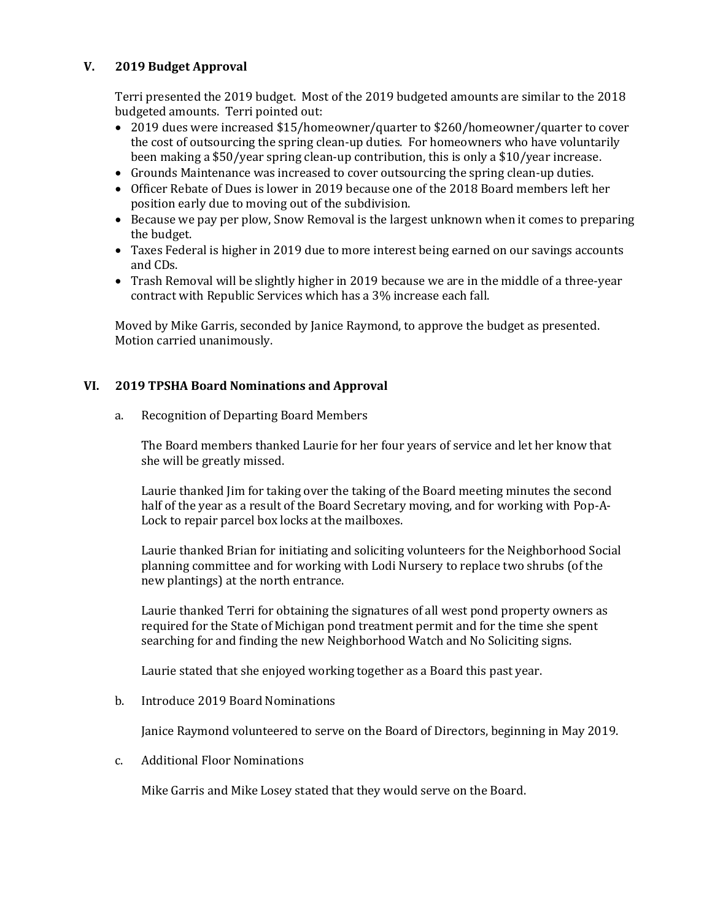## V. 2019 Budget Approval

Terri presented the 2019 budget. Most of the 2019 budgeted amounts are similar to the 2018 budgeted amounts. Terri pointed out:

- 2019 dues were increased $15/homeowner/quarter to $260/homeowner/quarter to cover the cost of outsourcing the spring clean-up duties. For homeowners who have voluntarily been making a $50/year spring clean-up contribution, this is only a $10/year increase.
- Grounds Maintenance was increased to cover outsourcing the spring clean-up duties.
- Officer Rebate of Dues is lower in 2019 because one of the 2018 Board members left her position early due to moving out of the subdivision.
- Because we pay per plow, Snow Removal is the largest unknown when it comes to preparing the budget.
- Taxes Federal is higher in 2019 due to more interest being earned on our savings accounts and CDs.
- Trash Removal will be slightly higher in 2019 because we are in the middle of a three-year contract with Republic Services which has a 3% increase each fall.

Moved by Mike Garris, seconded by Janice Raymond, to approve the budget as presented. Motion carried unanimously.

## VI. 2019 TPSHA Board Nominations and Approval

a. Recognition of Departing Board Members

The Board members thanked Laurie for her four years of service and let her know that she will be greatly missed.

Laurie thanked Jim for taking over the taking of the Board meeting minutes the second half of the year as a result of the Board Secretary moving, and for working with Pop-A-Lock to repair parcel box locks at the mailboxes.

Laurie thanked Brian for initiating and soliciting volunteers for the Neighborhood Social planning committee and for working with Lodi Nursery to replace two shrubs (of the new plantings) at the north entrance.

Laurie thanked Terri for obtaining the signatures of all west pond property owners as required for the State of Michigan pond treatment permit and for the time she spent searching for and finding the new Neighborhood Watch and No Soliciting signs.

Laurie stated that she enjoyed working together as a Board this past year.

b. Introduce 2019 Board Nominations

Janice Raymond volunteered to serve on the Board of Directors, beginning in May 2019.

c. Additional Floor Nominations

Mike Garris and Mike Losey stated that they would serve on the Board.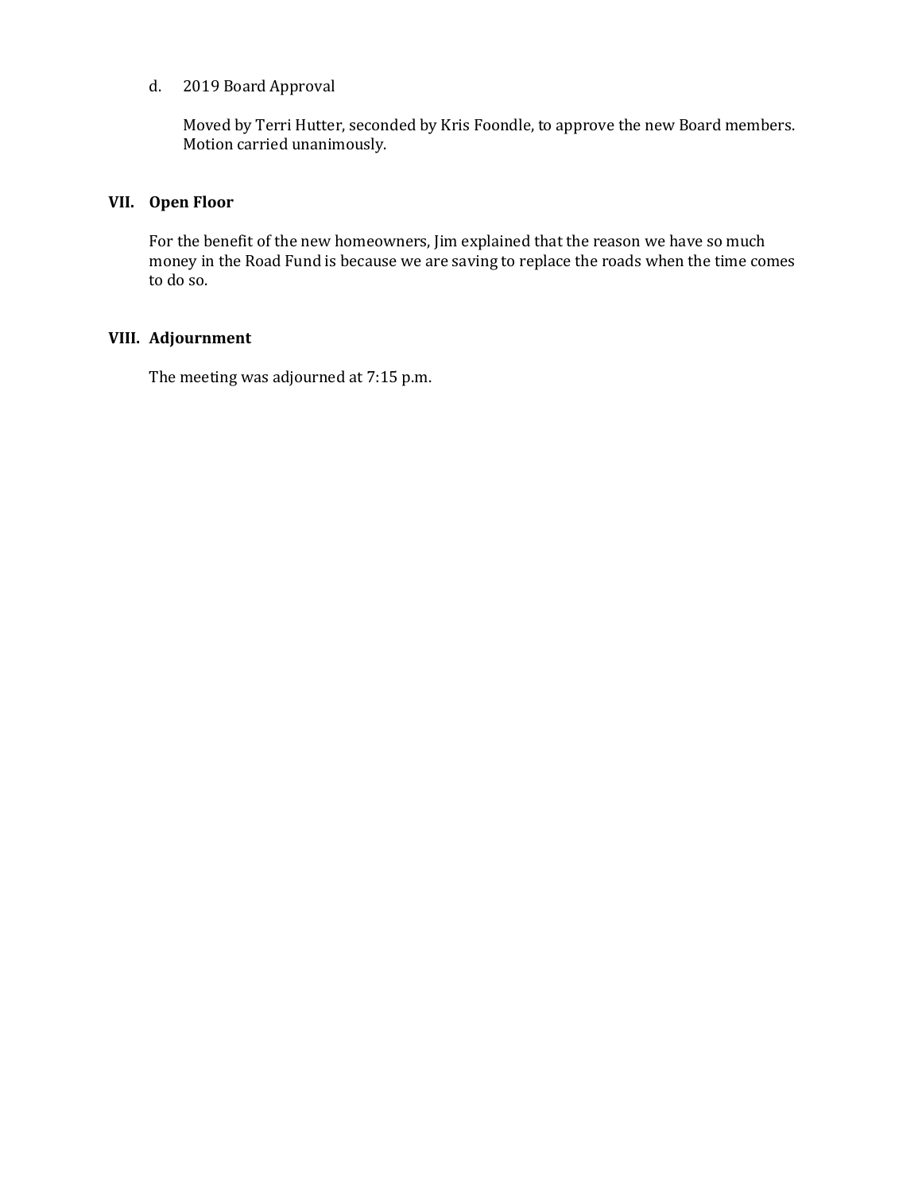d. 2019 Board Approval

Moved by Terri Hutter, seconded by Kris Foondle, to approve the new Board members. Motion carried unanimously.

## VII. Open Floor

For the benefit of the new homeowners, Jim explained that the reason we have so much money in the Road Fund is because we are saving to replace the roads when the time comes to do so.

## VIII. Adjournment

The meeting was adjourned at 7:15 p.m.